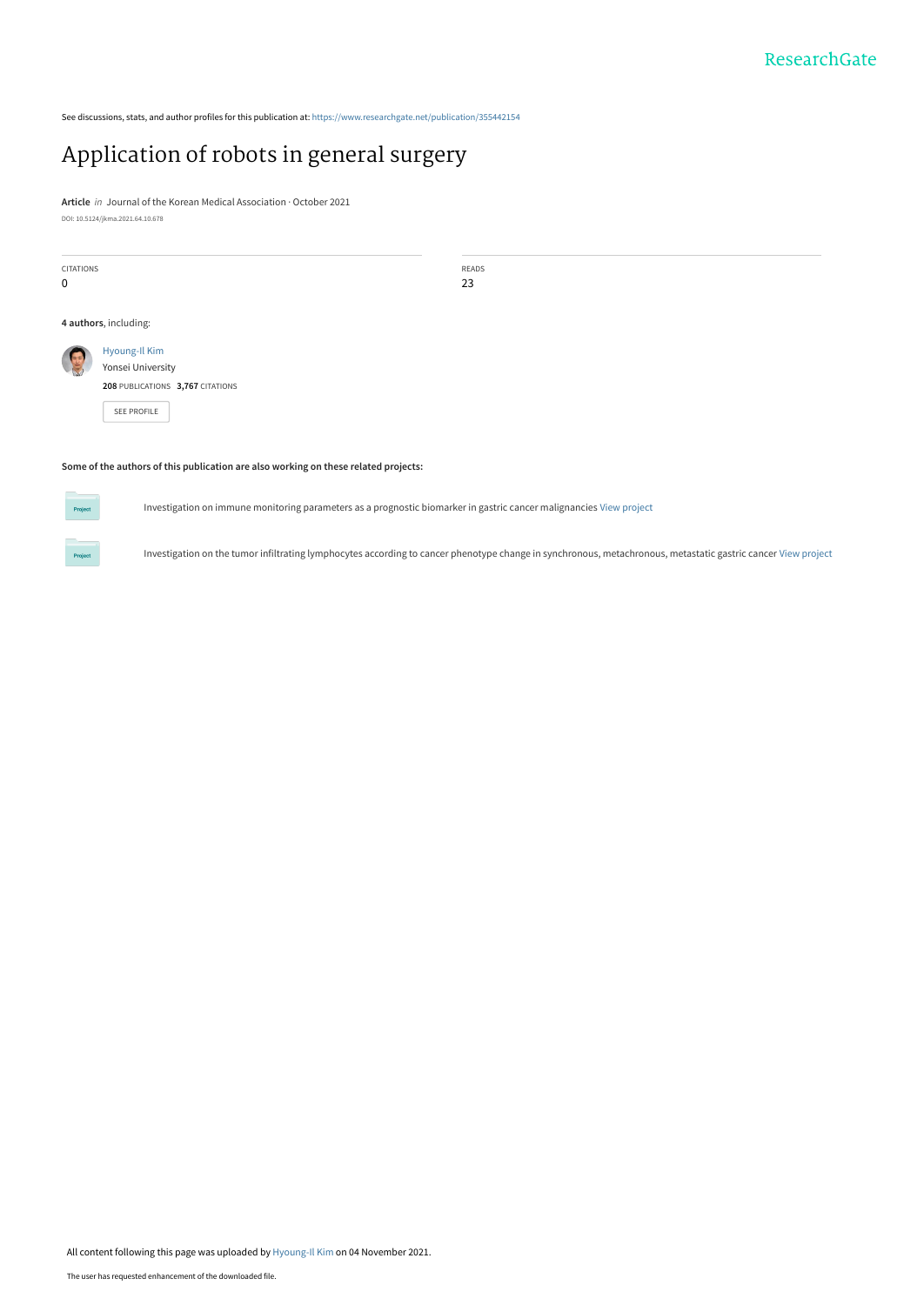See discussions, stats, and author profiles for this publication at: https://www.researchgate.net/publication/355442154

# Application of robots in general surgery

**Article** *in* Journal of the Korean Medical Association · October 2021

DOI: 10.5124/jkma.2021.64.10.678

| CITATIONS | READS |
|---|---|
| 0 | 23 |

**4 authors**, including:

Hyoung-Il Kim
Yonsei University
**208** PUBLICATIONS **3,767** CITATIONS

SEE PROFILE

**Some of the authors of this publication are also working on these related projects:**

Project: Investigation on immune monitoring parameters as a prognostic biomarker in gastric cancer malignancies View project

Project: Investigation on the tumor infiltrating lymphocytes according to cancer phenotype change in synchronous, metachronous, metastatic gastric cancer View project

All content following this page was uploaded by Hyoung-Il Kim on 04 November 2021.

The user has requested enhancement of the downloaded file.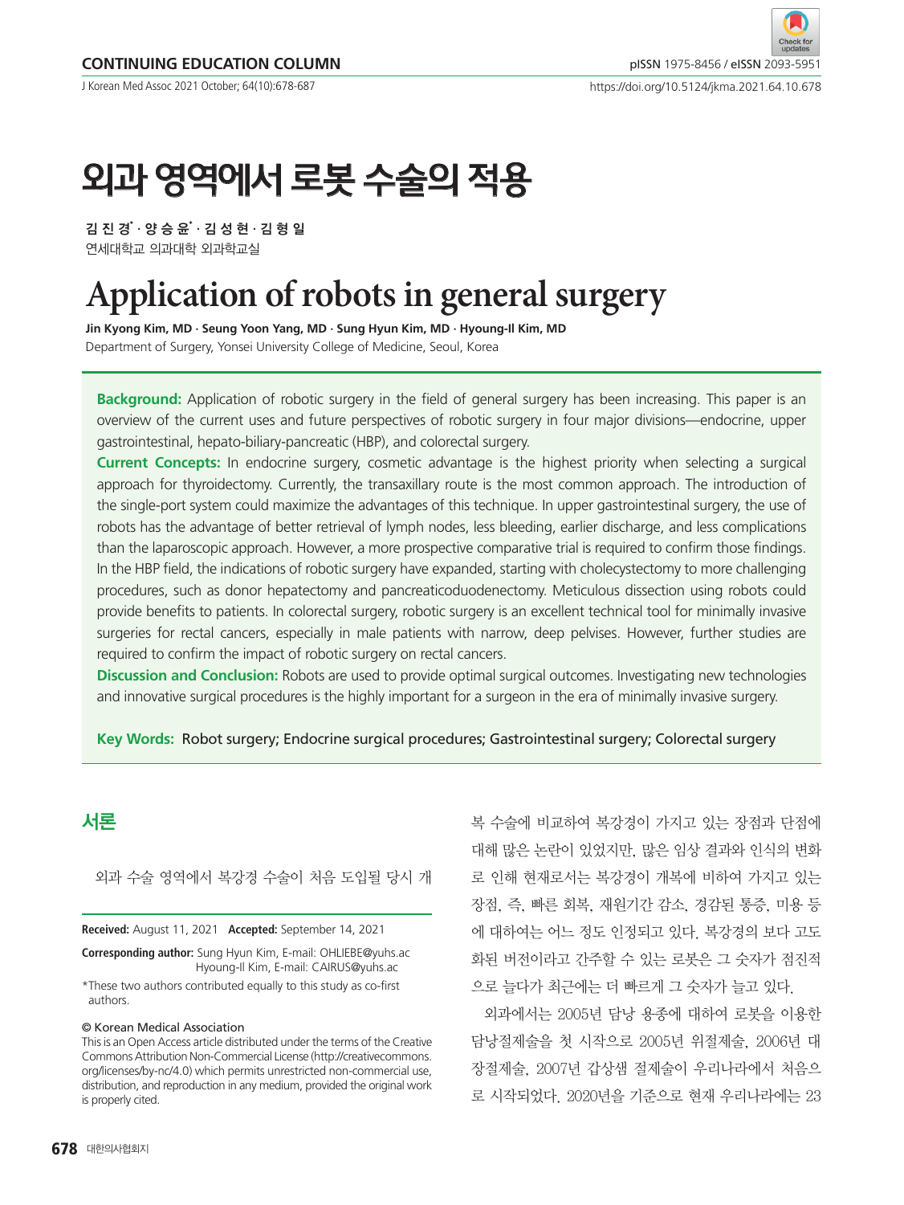CONTINUING EDUCATION COLUMN

# 외과 영역에서 로봇 수술의 적용

김 진 경[*] · 양 승 윤[*] · 김 성 현 · 김 형 일
연세대학교 의과대학 외과학교실

# Application of robots in general surgery

**Jin Kyong Kim, MD · Seung Yoon Yang, MD · Sung Hyun Kim, MD · Hyoung-Il Kim, MD**
Department of Surgery, Yonsei University College of Medicine, Seoul, Korea

**Background:** Application of robotic surgery in the field of general surgery has been increasing. This paper is an overview of the current uses and future perspectives of robotic surgery in four major divisions—endocrine, upper gastrointestinal, hepato-biliary-pancreatic (HBP), and colorectal surgery.

**Current Concepts:** In endocrine surgery, cosmetic advantage is the highest priority when selecting a surgical approach for thyroidectomy. Currently, the transaxillary route is the most common approach. The introduction of the single-port system could maximize the advantages of this technique. In upper gastrointestinal surgery, the use of robots has the advantage of better retrieval of lymph nodes, less bleeding, earlier discharge, and less complications than the laparoscopic approach. However, a more prospective comparative trial is required to confirm those findings. In the HBP field, the indications of robotic surgery have expanded, starting with cholecystectomy to more challenging procedures, such as donor hepatectomy and pancreaticoduodenectomy. Meticulous dissection using robots could provide benefits to patients. In colorectal surgery, robotic surgery is an excellent technical tool for minimally invasive surgeries for rectal cancers, especially in male patients with narrow, deep pelvises. However, further studies are required to confirm the impact of robotic surgery on rectal cancers.

**Discussion and Conclusion:** Robots are used to provide optimal surgical outcomes. Investigating new technologies and innovative surgical procedures is the highly important for a surgeon in the era of minimally invasive surgery.

**Key Words:** Robot surgery; Endocrine surgical procedures; Gastrointestinal surgery; Colorectal surgery

## 서론

외과 수술 영역에서 복강경 수술이 처음 도입될 당시 개복 수술에 비교하여 복강경이 가지고 있는 장점과 단점에 대해 많은 논란이 있었지만, 많은 임상 결과와 인식의 변화로 인해 현재로서는 복강경이 개복에 비하여 가지고 있는 장점, 즉, 빠른 회복, 재원기간 감소, 경감된 통증, 미용 등에 대하여는 어느 정도 인정되고 있다. 복강경의 보다 고도화된 버전이라고 간주할 수 있는 로봇은 그 숫자가 점진적으로 늘다가 최근에는 더 빠르게 그 숫자가 늘고 있다.

외과에서는 2005년 담낭 용종에 대하여 로봇을 이용한 담낭절제술을 첫 시작으로 2005년 위절제술, 2006년 대장절제술, 2007년 갑상샘 절제술이 우리나라에서 처음으로 시작되었다. 2020년을 기준으로 현재 우리나라에는 23

**Received:** August 11, 2021 **Accepted:** September 14, 2021

**Corresponding author:** Sung Hyun Kim, E-mail: OHLIEBE@yuhs.ac
Hyoung-Il Kim, E-mail: CAIRUS@yuhs.ac

*These two authors contributed equally to this study as co-first authors.

© Korean Medical Association
This is an Open Access article distributed under the terms of the Creative Commons Attribution Non-Commercial License (http://creativecommons.org/licenses/by-nc/4.0) which permits unrestricted non-commercial use, distribution, and reproduction in any medium, provided the original work is properly cited.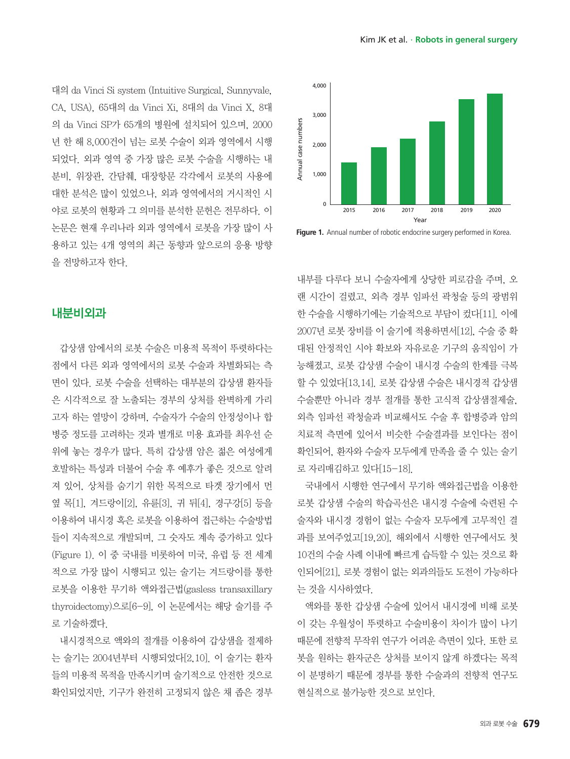대의 da Vinci Si system (Intuitive Surgical, Sunnyvale, CA, USA), 65대의 da Vinci Xi, 8대의 da Vinci X, 8대의 da Vinci SP가 65개의 병원에 설치되어 있으며, 2000년 한 해 8,000건이 넘는 로봇 수술이 외과 영역에서 시행되었다. 외과 영역 중 가장 많은 로봇 수술을 시행하는 내분비, 위장관, 간담췌, 대장항문 각각에서 로봇의 사용에 대한 분석은 많이 있었으나, 외과 영역에서의 거시적인 시야로 로봇의 현황과 그 의미를 분석한 문헌은 전무하다. 이 논문은 현재 우리나라 외과 영역에서 로봇을 가장 많이 사용하고 있는 4개 영역의 최근 동향과 앞으로의 응용 방향을 전망하고자 한다.

## 내분비외과

갑상샘 암에서의 로봇 수술은 미용적 목적이 뚜렷하다는 점에서 다른 외과 영역에서의 로봇 수술과 차별화되는 측면이 있다. 로봇 수술을 선택하는 대부분의 갑상샘 환자들은 시각적으로 잘 노출되는 경부의 상처를 완벽하게 가리고자 하는 열망이 강하며, 수술자가 수술의 안정성이나 합병증 정도를 고려하는 것과 별개로 미용 효과를 최우선 순위에 놓는 경우가 많다. 특히 갑상샘 암은 젊은 여성에게 호발하는 특성과 더불어 수술 후 예후가 좋은 것으로 알려져 있어, 상처를 숨기기 위한 목적으로 타겟 장기에서 먼 옆 목[1], 겨드랑이[2], 유륜[3], 귀 뒤[4], 경구강[5] 등을 이용하여 내시경 혹은 로봇을 이용하여 접근하는 수술방법들이 지속적으로 개발되며, 그 숫자도 계속 증가하고 있다 (Figure 1). 이 중 국내를 비롯하여 미국, 유럽 등 전 세계적으로 가장 많이 시행되고 있는 술기는 겨드랑이를 통한 로봇을 이용한 무기하 액와접근법(gasless transaxillary thyroidectomy)으로[6-9], 이 논문에서는 해당 술기를 주로 기술하겠다.

내시경적으로 액와의 절개를 이용하여 갑상샘을 절제하는 술기는 2004년부터 시행되었다[2,10]. 이 술기는 환자들의 미용적 목적을 만족시키며 술기적으로 안전한 것으로 확인되었지만, 기구가 완전히 고정되지 않은 채 좁은 경부 내부를 다루다 보니 수술자에게 상당한 피로감을 주며, 오랜 시간이 걸렸고, 외측 경부 임파선 곽청술 등의 광범위한 수술을 시행하기에는 기술적으로 부담이 컸다[11]. 이에 2007년 로봇 장비를 이 술기에 적용하면서[12], 수술 중 확대된 안정적인 시야 확보와 자유로운 기구의 움직임이 가능해졌고, 로봇 갑상샘 수술이 내시경 수술의 한계를 극복할 수 있었다[13,14]. 로봇 갑상샘 수술은 내시경적 갑상샘 수술뿐만 아니라 경부 절개를 통한 고식적 갑상샘절제술, 외측 임파선 곽청술과 비교해서도 수술 후 합병증과 암의 치료적 측면에 있어서 비슷한 수술결과를 보인다는 점이 확인되어, 환자와 수술자 모두에게 만족을 줄 수 있는 술기로 자리매김하고 있다[15-18].

Figure 1. Annual number of robotic endocrine surgery performed in Korea.

국내에서 시행한 연구에서 무기하 액와접근법을 이용한 로봇 갑상샘 수술의 학습곡선은 내시경 수술에 숙련된 수술자와 내시경 경험이 없는 수술자 모두에게 고무적인 결과를 보여주었고[19,20], 해외에서 시행한 연구에서도 첫 10건의 수술 사례 이내에 빠르게 습득할 수 있는 것으로 확인되어[21], 로봇 경험이 없는 외과의들도 도전이 가능하다는 것을 시사하였다.

액와를 통한 갑상샘 수술에 있어서 내시경에 비해 로봇이 갖는 우월성이 뚜렷하고 수술비용이 차이가 많이 나기 때문에 전향적 무작위 연구가 어려운 측면이 있다. 또한 로봇을 원하는 환자군은 상처를 보이지 않게 하겠다는 목적이 분명하기 때문에 경부를 통한 수술과의 전향적 연구도 현실적으로 불가능한 것으로 보인다.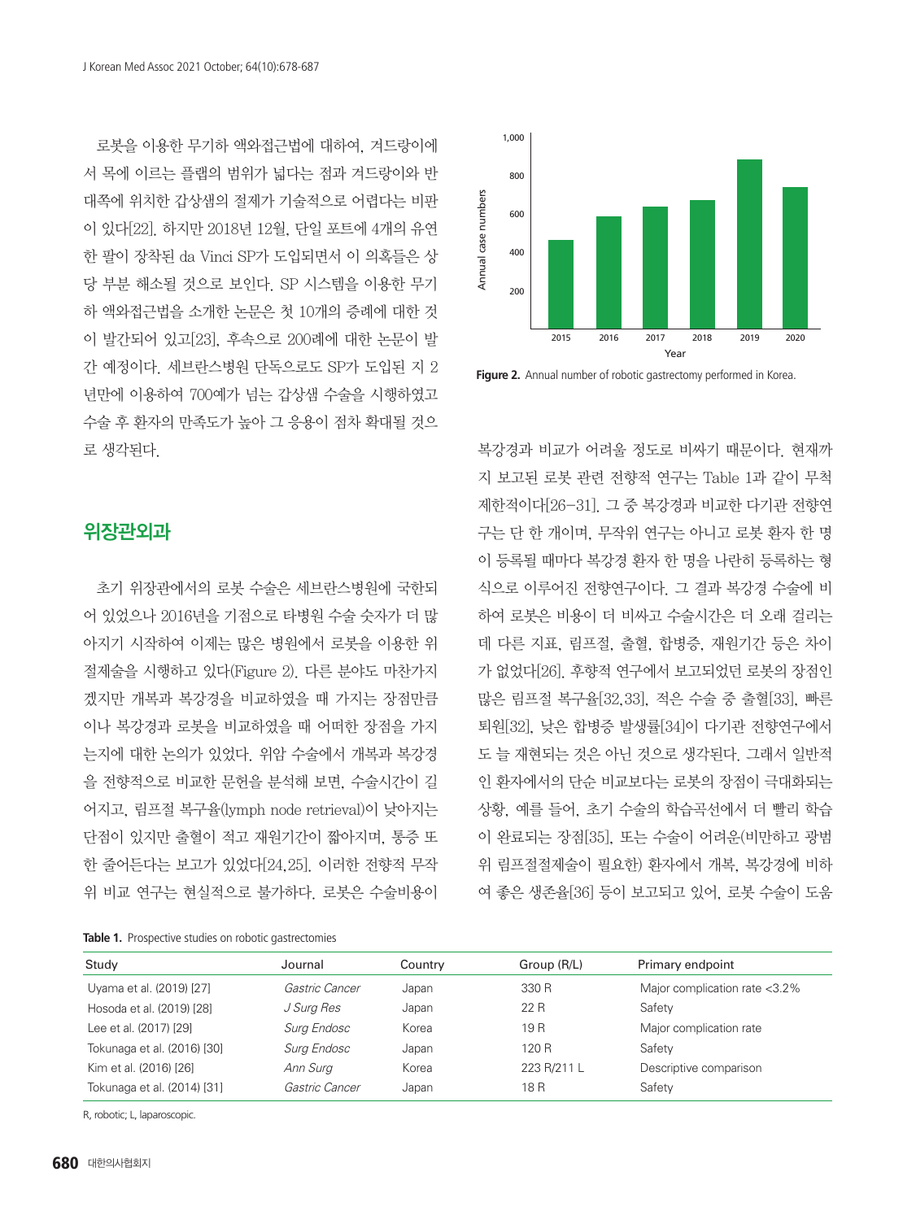로봇을 이용한 무기하 액와접근법에 대하여, 겨드랑이에서 목에 이르는 플랩의 범위가 넓다는 점과 겨드랑이와 반대쪽에 위치한 갑상샘의 절제가 기술적으로 어렵다는 비판이 있다[22]. 하지만 2018년 12월, 단일 포트에 4개의 유연한 팔이 장착된 da Vinci SP가 도입되면서 이 의혹들은 상당 부분 해소될 것으로 보인다. SP 시스템을 이용한 무기하 액와접근법을 소개한 논문은 첫 10개의 증례에 대한 것이 발간되어 있고[23], 후속으로 200례에 대한 논문이 발간 예정이다. 세브란스병원 단독으로도 SP가 도입된 지 2년만에 이용하여 700예가 넘는 갑상샘 수술을 시행하였고 수술 후 환자의 만족도가 높아 그 응용이 점차 확대될 것으로 생각된다.

## 위장관외과

초기 위장관에서의 로봇 수술은 세브란스병원에 국한되어 있었으나 2016년을 기점으로 타병원 수술 숫자가 더 많아지기 시작하여 이제는 많은 병원에서 로봇을 이용한 위절제술을 시행하고 있다(Figure 2). 다른 분야도 마찬가지겠지만 개복과 복강경을 비교하였을 때 가지는 장점만큼이나 복강경과 로봇을 비교하였을 때 어떠한 장점을 가지는지에 대한 논의가 있었다. 위암 수술에서 개복과 복강경을 전향적으로 비교한 문헌을 분석해 보면, 수술시간이 길어지고, 림프절 복구율(lymph node retrieval)이 낮아지는 단점이 있지만 출혈이 적고 재원기간이 짧아지며, 통증 또한 줄어든다는 보고가 있었다[24,25]. 이러한 전향적 무작위 비교 연구는 현실적으로 불가하다. 로봇은 수술비용이 복강경과 비교가 어려울 정도로 비싸기 때문이다. 현재까지 보고된 로봇 관련 전향적 연구는 Table 1과 같이 무척 제한적이다[26–31]. 그 중 복강경과 비교한 다기관 전향연구는 단 한 개이며, 무작위 연구는 아니고 로봇 환자 한 명이 등록될 때마다 복강경 환자 한 명을 나란히 등록하는 형식으로 이루어진 전향연구이다. 그 결과 복강경 수술에 비하여 로봇은 비용이 더 비싸고 수술시간은 더 오래 걸리는데 다른 지표, 림프절, 출혈, 합병증, 재원기간 등은 차이가 없었다[26]. 후향적 연구에서 보고되었던 로봇의 장점인 많은 림프절 복구율[32,33], 적은 수술 중 출혈[33], 빠른 퇴원[32], 낮은 합병증 발생률[34]이 다기관 전향연구에서도 늘 재현되는 것은 아닌 것으로 생각된다. 그래서 일반적인 환자에서의 단순 비교보다는 로봇의 장점이 극대화되는 상황, 예를 들어, 초기 수술의 학습곡선에서 더 빨리 학습이 완료되는 장점[35], 또는 수술이 어려운(비만하고 광범위 림프절절제술이 필요한) 환자에서 개복, 복강경에 비하여 좋은 생존율[36] 등이 보고되고 있어, 로봇 수술이 도움

**Figure 2.** Annual number of robotic gastrectomy performed in Korea.

**Table 1.** Prospective studies on robotic gastrectomies

| Study | Journal | Country | Group (R/L) | Primary endpoint |
|---|---|---|---|---|
| Uyama et al. (2019) [27] | *Gastric Cancer* | Japan | 330 R | Major complication rate <3.2% |
| Hosoda et al. (2019) [28] | *J Surg Res* | Japan | 22 R | Safety |
| Lee et al. (2017) [29] | *Surg Endosc* | Korea | 19 R | Major complication rate |
| Tokunaga et al. (2016) [30] | *Surg Endosc* | Japan | 120 R | Safety |
| Kim et al. (2016) [26] | *Ann Surg* | Korea | 223 R/211 L | Descriptive comparison |
| Tokunaga et al. (2014) [31] | *Gastric Cancer* | Japan | 18 R | Safety |

R, robotic; L, laparoscopic.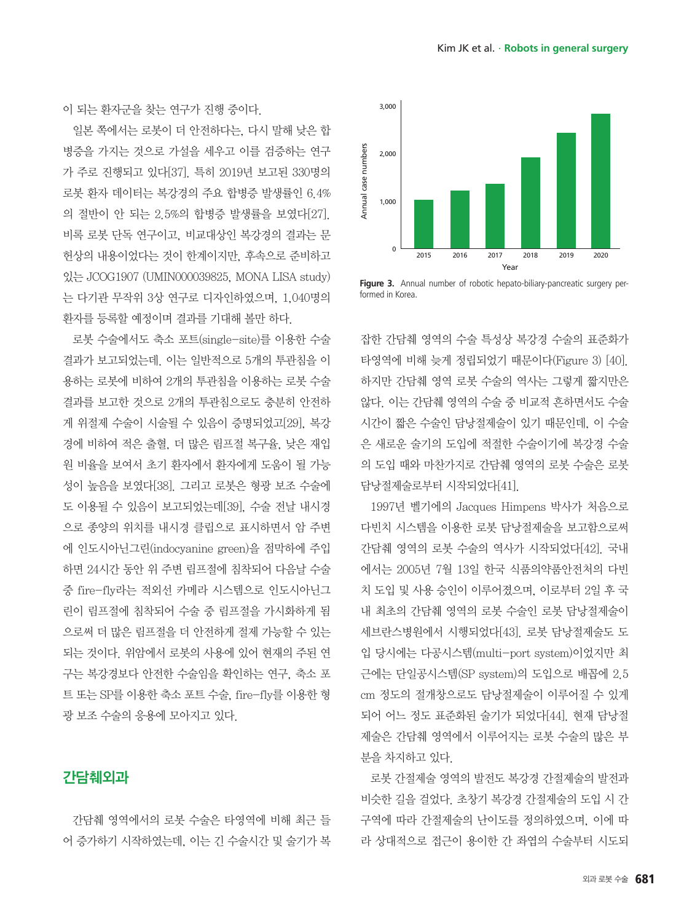이 되는 환자군을 찾는 연구가 진행 중이다.

일본 쪽에서는 로봇이 더 안전하다는, 다시 말해 낮은 합병증을 가지는 것으로 가설을 세우고 이를 검증하는 연구가 주로 진행되고 있다[37]. 특히 2019년 보고된 330명의 로봇 환자 데이터는 복강경의 주요 합병증 발생률인 6.4%의 절반이 안 되는 2.5%의 합병증 발생률을 보였다[27]. 비록 로봇 단독 연구이고, 비교대상인 복강경의 결과는 문헌상의 내용이었다는 것이 한계이지만, 후속으로 준비하고 있는 JCOG1907 (UMIN000039825, MONA LISA study)는 다기관 무작위 3상 연구로 디자인하였으며, 1,040명의 환자를 등록할 예정이며 결과를 기대해 볼만 하다.

로봇 수술에서도 축소 포트(single-site)를 이용한 수술 결과가 보고되었는데, 이는 일반적으로 5개의 투관침을 이용하는 로봇에 비하여 2개의 투관침을 이용하는 로봇 수술 결과를 보고한 것으로 2개의 투관침으로도 충분히 안전하게 위절제 수술이 시술될 수 있음이 증명되었고[29], 복강경에 비하여 적은 출혈, 더 많은 림프절 복구율, 낮은 재입원 비율을 보여서 초기 환자에서 환자에게 도움이 될 가능성이 높음을 보였다[38]. 그리고 로봇은 형광 보조 수술에도 이용될 수 있음이 보고되었는데[39], 수술 전날 내시경으로 종양의 위치를 내시경 클립으로 표시하면서 암 주변에 인도시아닌그린(indocyanine green)을 점막하에 주입하면 24시간 동안 위 주변 림프절에 침착되어 다음날 수술 중 fire-fly라는 적외선 카메라 시스템으로 인도시아닌그린이 림프절에 침착되어 수술 중 림프절을 가시화하게 됨으로써 더 많은 림프절을 더 안전하게 절제 가능할 수 있는 되는 것이다. 위암에서 로봇의 사용에 있어 현재의 주된 연구는 복강경보다 안전한 수술임을 확인하는 연구, 축소 포트 또는 SP를 이용한 축소 포트 수술, fire-fly를 이용한 형광 보조 수술의 응용에 모아지고 있다.

## 간담췌외과

간담췌 영역에서의 로봇 수술은 타영역에 비해 최근 들어 증가하기 시작하였는데, 이는 긴 수술시간 및 술기가 복잡한 간담췌 영역의 수술 특성상 복강경 수술의 표준화가 타영역에 비해 늦게 정립되었기 때문이다(Figure 3) [40]. 하지만 간담췌 영역 로봇 수술의 역사는 그렇게 짧지만은 않다. 이는 간담췌 영역의 수술 중 비교적 흔하면서도 수술 시간이 짧은 수술인 담낭절제술이 있기 때문인데, 이 수술은 새로운 술기의 도입에 적절한 수술이기에 복강경 수술의 도입 때와 마찬가지로 간담췌 영역의 로봇 수술은 로봇 담낭절제술로부터 시작되었다[41].

Figure 3. Annual number of robotic hepato-biliary-pancreatic surgery performed in Korea.

1997년 벨기에의 Jacques Himpens 박사가 처음으로 다빈치 시스템을 이용한 로봇 담낭절제술을 보고함으로써 간담췌 영역의 로봇 수술의 역사가 시작되었다[42]. 국내에서는 2005년 7월 13일 한국 식품의약품안전처의 다빈치 도입 및 사용 승인이 이루어졌으며, 이로부터 2일 후 국내 최초의 간담췌 영역의 로봇 수술인 로봇 담낭절제술이 세브란스병원에서 시행되었다[43]. 로봇 담낭절제술도 도입 당시에는 다공시스템(multi-port system)이었지만 최근에는 단일공시스템(SP system)의 도입으로 배꼽에 2.5 cm 정도의 절개창으로도 담낭절제술이 이루어질 수 있게 되어 어느 정도 표준화된 술기가 되었다[44]. 현재 담낭절제술은 간담췌 영역에서 이루어지는 로봇 수술의 많은 부분을 차지하고 있다.

로봇 간절제술 영역의 발전도 복강경 간절제술의 발전과 비슷한 길을 걸었다. 초창기 복강경 간절제술의 도입 시 간구역에 따라 간절제술의 난이도를 정의하였으며, 이에 따라 상대적으로 접근이 용이한 간 좌엽의 수술부터 시도되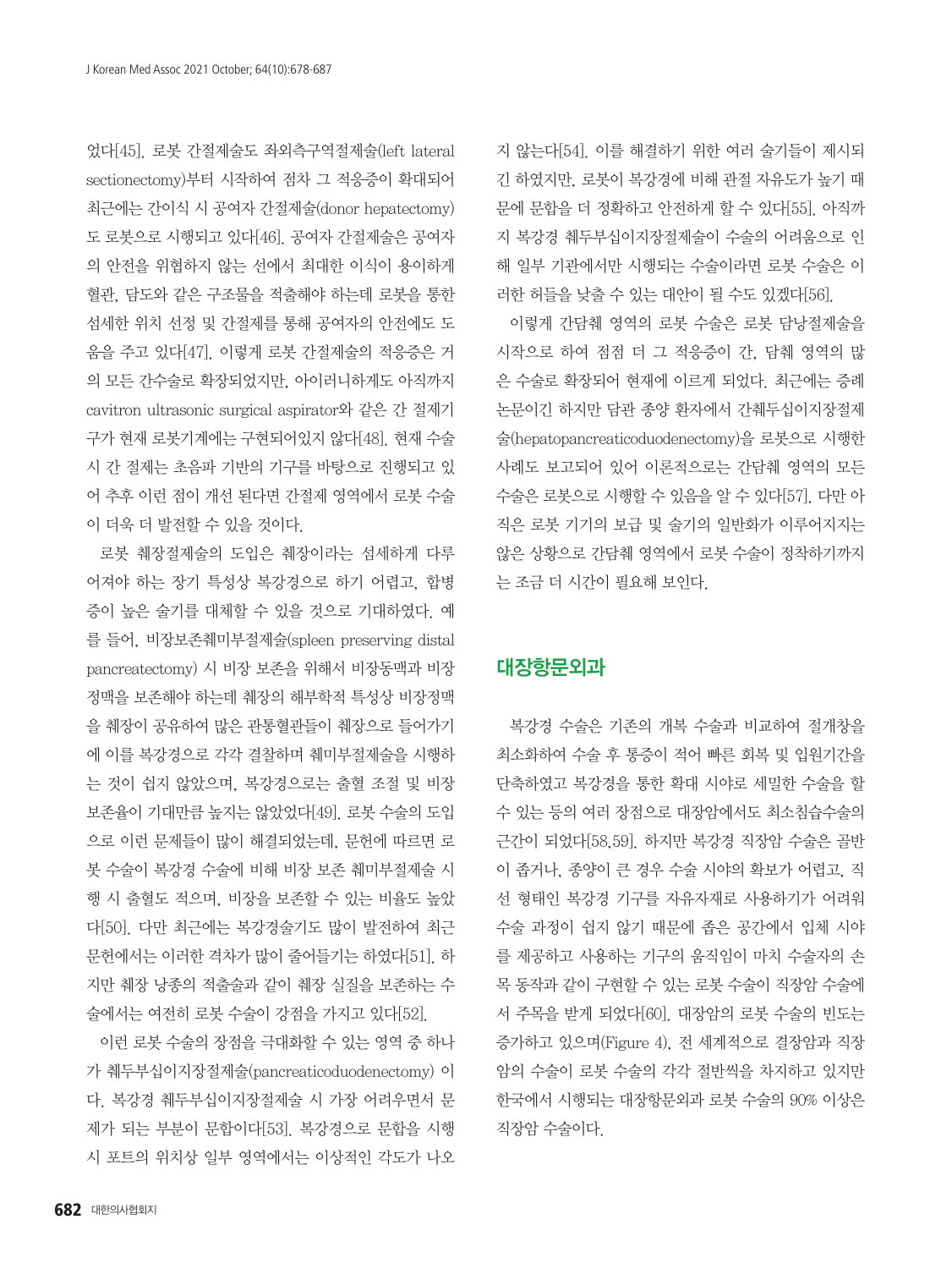었다[45]. 로봇 간절제술도 좌외측구역절제술(left lateral sectionectomy)부터 시작하여 점차 그 적응증이 확대되어 최근에는 간이식 시 공여자 간절제술(donor hepatectomy)도 로봇으로 시행되고 있다[46]. 공여자 간절제술은 공여자의 안전을 위협하지 않는 선에서 최대한 이식이 용이하게 혈관, 담도와 같은 구조물을 적출해야 하는데 로봇을 통한 섬세한 위치 선정 및 간절제를 통해 공여자의 안전에도 도움을 주고 있다[47]. 이렇게 로봇 간절제술의 적응증은 거의 모든 간수술로 확장되었지만, 아이러니하게도 아직까지 cavitron ultrasonic surgical aspirator와 같은 간 절제기구가 현재 로봇기계에는 구현되어있지 않다[48]. 현재 수술 시 간 절제는 초음파 기반의 기구를 바탕으로 진행되고 있어 추후 이런 점이 개선 된다면 간절제 영역에서 로봇 수술이 더욱 더 발전할 수 있을 것이다.

로봇 췌장절제술의 도입은 췌장이라는 섬세하게 다루어져야 하는 장기 특성상 복강경으로 하기 어렵고, 합병증이 높은 술기를 대체할 수 있을 것으로 기대하였다. 예를 들어, 비장보존췌미부절제술(spleen preserving distal pancreatectomy) 시 비장 보존을 위해서 비장동맥과 비장정맥을 보존해야 하는데 췌장의 해부학적 특성상 비장정맥을 췌장이 공유하여 많은 관통혈관들이 췌장으로 들어가기에 이를 복강경으로 각각 결찰하며 췌미부절제술을 시행하는 것이 쉽지 않았으며, 복강경으로는 출혈 조절 및 비장 보존율이 기대만큼 높지는 않았었다[49]. 로봇 수술의 도입으로 이런 문제들이 많이 해결되었는데, 문헌에 따르면 로봇 수술이 복강경 수술에 비해 비장 보존 췌미부절제술 시행 시 출혈도 적으며, 비장을 보존할 수 있는 비율도 높았다[50]. 다만 최근에는 복강경술기도 많이 발전하여 최근 문헌에서는 이러한 격차가 많이 줄어들기는 하였다[51]. 하지만 췌장 낭종의 적출술과 같이 췌장 실질을 보존하는 수술에서는 여전히 로봇 수술이 강점을 가지고 있다[52].

이런 로봇 수술의 장점을 극대화할 수 있는 영역 중 하나가 췌두부십이지장절제술(pancreaticoduodenectomy) 이다. 복강경 췌두부십이지장절제술 시 가장 어려우면서 문제가 되는 부분이 문합이다[53]. 복강경으로 문합을 시행 시 포트의 위치상 일부 영역에서는 이상적인 각도가 나오지 않는다[54]. 이를 해결하기 위한 여러 술기들이 제시되긴 하였지만, 로봇이 복강경에 비해 관절 자유도가 높기 때문에 문합을 더 정확하고 안전하게 할 수 있다[55]. 아직까지 복강경 췌두부십이지장절제술이 수술의 어려움으로 인해 일부 기관에서만 시행되는 수술이라면 로봇 수술은 이러한 허들을 낮출 수 있는 대안이 될 수도 있겠다[56].

이렇게 간담췌 영역의 로봇 수술은 로봇 담낭절제술을 시작으로 하여 점점 더 그 적응증이 간, 담췌 영역의 많은 수술로 확장되어 현재에 이르게 되었다. 최근에는 증례 논문이긴 하지만 담관 종양 환자에서 간췌두십이지장절제술(hepatopancreaticoduodenectomy)을 로봇으로 시행한 사례도 보고되어 있어 이론적으로는 간담췌 영역의 모든 수술은 로봇으로 시행할 수 있음을 알 수 있다[57]. 다만 아직은 로봇 기기의 보급 및 술기의 일반화가 이루어지지는 않은 상황으로 간담췌 영역에서 로봇 수술이 정착하기까지는 조금 더 시간이 필요해 보인다.

## 대장항문외과

복강경 수술은 기존의 개복 수술과 비교하여 절개창을 최소화하여 수술 후 통증이 적어 빠른 회복 및 입원기간을 단축하였고 복강경을 통한 확대 시야로 세밀한 수술을 할 수 있는 등의 여러 장점으로 대장암에서도 최소침습수술의 근간이 되었다[58,59]. 하지만 복강경 직장암 수술은 골반이 좁거나, 종양이 큰 경우 수술 시야의 확보가 어렵고, 직선 형태인 복강경 기구를 자유자재로 사용하기가 어려워 수술 과정이 쉽지 않기 때문에 좁은 공간에서 입체 시야를 제공하고 사용하는 기구의 움직임이 마치 수술자의 손목 동작과 같이 구현할 수 있는 로봇 수술이 직장암 수술에서 주목을 받게 되었다[60]. 대장암의 로봇 수술의 빈도는 증가하고 있으며(Figure 4), 전 세계적으로 결장암과 직장암의 수술이 로봇 수술의 각각 절반씩을 차지하고 있지만 한국에서 시행되는 대장항문외과 로봇 수술의 90% 이상은 직장암 수술이다.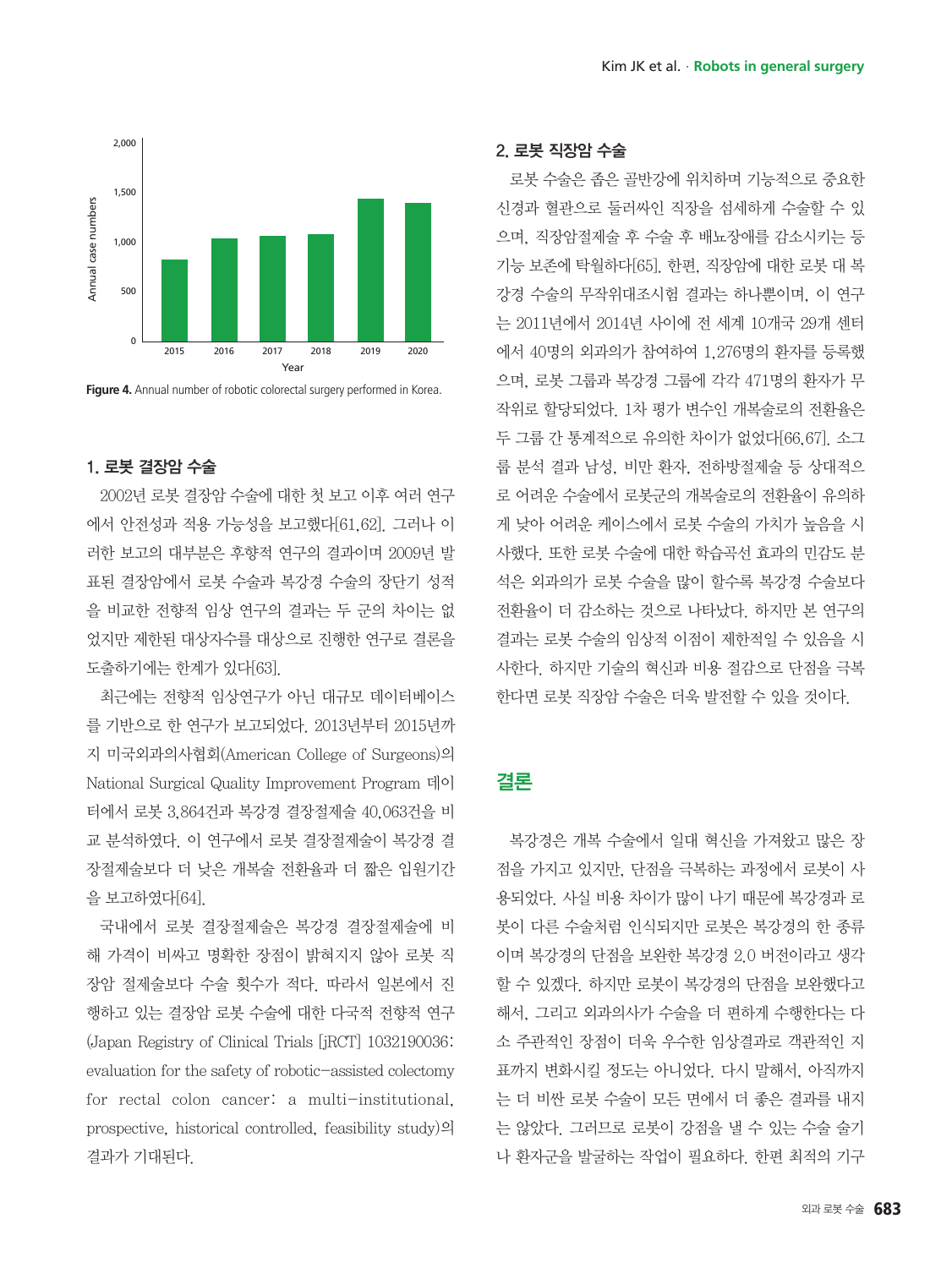Figure 4. Annual number of robotic colorectal surgery performed in Korea.

### 1. 로봇 결장암 수술

2002년 로봇 결장암 수술에 대한 첫 보고 이후 여러 연구에서 안전성과 적용 가능성을 보고했다[61,62]. 그러나 이러한 보고의 대부분은 후향적 연구의 결과이며 2009년 발표된 결장암에서 로봇 수술과 복강경 수술의 장단기 성적을 비교한 전향적 임상 연구의 결과는 두 군의 차이는 없었지만 제한된 대상자수를 대상으로 진행한 연구로 결론을 도출하기에는 한계가 있다[63].

최근에는 전향적 임상연구가 아닌 대규모 데이터베이스를 기반으로 한 연구가 보고되었다. 2013년부터 2015년까지 미국외과의사협회(American College of Surgeons)의 National Surgical Quality Improvement Program 데이터에서 로봇 3,864건과 복강경 결장절제술 40,063건을 비교 분석하였다. 이 연구에서 로봇 결장절제술이 복강경 결장절제술보다 더 낮은 개복술 전환율과 더 짧은 입원기간을 보고하였다[64].

국내에서 로봇 결장절제술은 복강경 결장절제술에 비해 가격이 비싸고 명확한 장점이 밝혀지지 않아 로봇 직장암 절제술보다 수술 횟수가 적다. 따라서 일본에서 진행하고 있는 결장암 로봇 수술에 대한 다국적 전향적 연구(Japan Registry of Clinical Trials [jRCT] 1032190036: evaluation for the safety of robotic-assisted colectomy for rectal colon cancer: a multi-institutional, prospective, historical controlled, feasibility study)의 결과가 기대된다.

### 2. 로봇 직장암 수술

로봇 수술은 좁은 골반강에 위치하며 기능적으로 중요한 신경과 혈관으로 둘러싸인 직장을 섬세하게 수술할 수 있으며, 직장암절제술 후 수술 후 배뇨장애를 감소시키는 등 기능 보존에 탁월하다[65]. 한편, 직장암에 대한 로봇 대 복강경 수술의 무작위대조시험 결과는 하나뿐이며, 이 연구는 2011년에서 2014년 사이에 전 세계 10개국 29개 센터에서 40명의 외과의가 참여하여 1,276명의 환자를 등록했으며, 로봇 그룹과 복강경 그룹에 각각 471명의 환자가 무작위로 할당되었다. 1차 평가 변수인 개복술로의 전환율은 두 그룹 간 통계적으로 유의한 차이가 없었다[66,67]. 소그룹 분석 결과 남성, 비만 환자, 전하방절제술 등 상대적으로 어려운 수술에서 로봇군의 개복술로의 전환율이 유의하게 낮아 어려운 케이스에서 로봇 수술의 가치가 높음을 시사했다. 또한 로봇 수술에 대한 학습곡선 효과의 민감도 분석은 외과의가 로봇 수술을 많이 할수록 복강경 수술보다 전환율이 더 감소하는 것으로 나타났다. 하지만 본 연구의 결과는 로봇 수술의 임상적 이점이 제한적일 수 있음을 시사한다. 하지만 기술의 혁신과 비용 절감으로 단점을 극복한다면 로봇 직장암 수술은 더욱 발전할 수 있을 것이다.

## 결론

복강경은 개복 수술에서 일대 혁신을 가져왔고 많은 장점을 가지고 있지만, 단점을 극복하는 과정에서 로봇이 사용되었다. 사실 비용 차이가 많이 나기 때문에 복강경과 로봇이 다른 수술처럼 인식되지만 로봇은 복강경의 한 종류이며 복강경의 단점을 보완한 복강경 2.0 버전이라고 생각할 수 있겠다. 하지만 로봇이 복강경의 단점을 보완했다고 해서, 그리고 외과의사가 수술을 더 편하게 수행한다는 다소 주관적인 장점이 더욱 우수한 임상결과로 객관적인 지표까지 변화시킬 정도는 아니었다. 다시 말해서, 아직까지는 더 비싼 로봇 수술이 모든 면에서 더 좋은 결과를 내지는 않았다. 그러므로 로봇이 강점을 낼 수 있는 수술 술기나 환자군을 발굴하는 작업이 필요하다. 한편 최적의 기구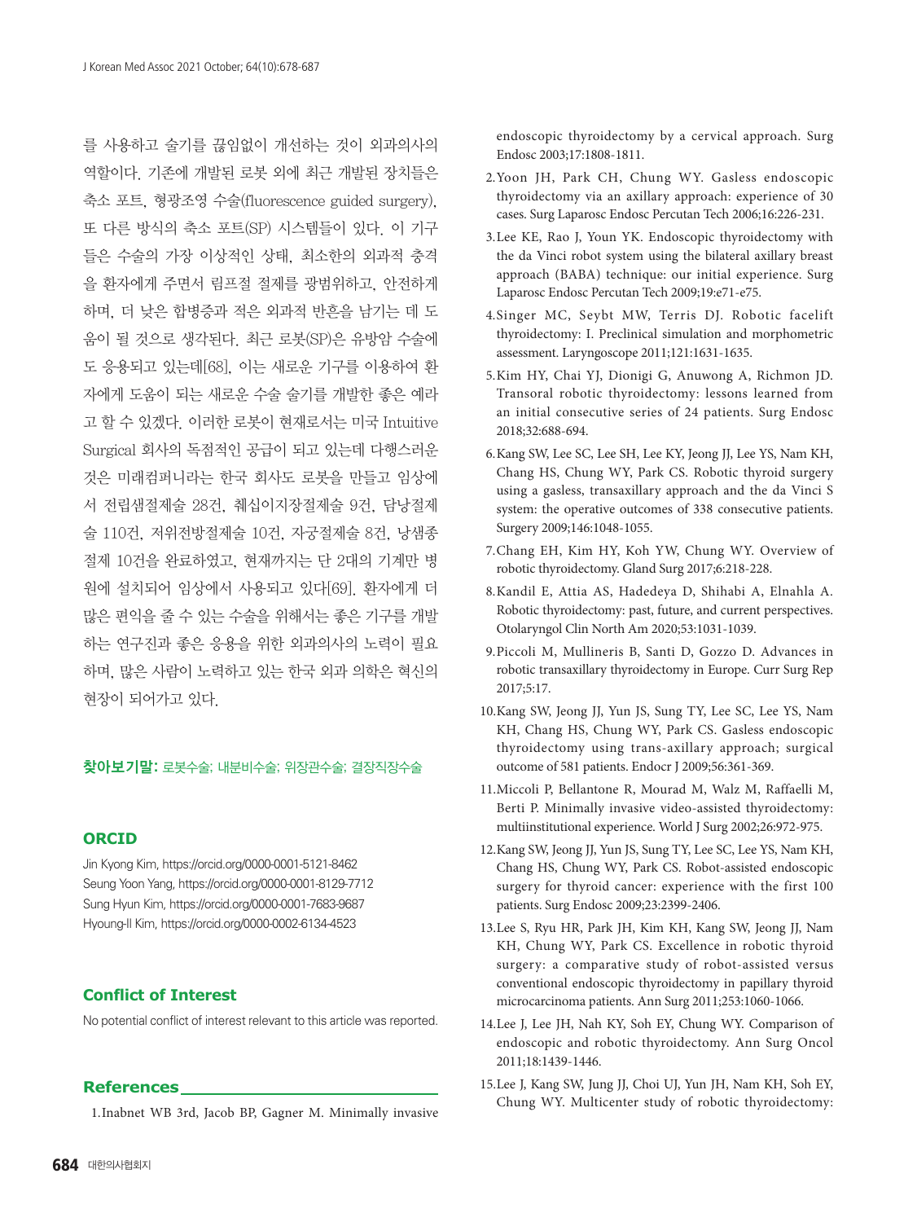를 사용하고 술기를 끊임없이 개선하는 것이 외과의사의 역할이다. 기존에 개발된 로봇 외에 최근 개발된 장치들은 축소 포트, 형광조영 수술(fluorescence guided surgery), 또 다른 방식의 축소 포트(SP) 시스템들이 있다. 이 기구들은 수술의 가장 이상적인 상태, 최소한의 외과적 충격을 환자에게 주면서 림프절 절제를 광범위하고, 안전하게 하며, 더 낮은 합병증과 적은 외과적 반흔을 남기는 데 도움이 될 것으로 생각된다. 최근 로봇(SP)은 유방암 수술에도 응용되고 있는데[68], 이는 새로운 기구를 이용하여 환자에게 도움이 되는 새로운 수술 술기를 개발한 좋은 예라고 할 수 있겠다. 이러한 로봇이 현재로서는 미국 Intuitive Surgical 회사의 독점적인 공급이 되고 있는데 다행스러운 것은 미래컴퍼니라는 한국 회사도 로봇을 만들고 임상에서 전립샘절제술 28건, 췌십이지장절제술 9건, 담낭절제술 110건, 저위전방절제술 10건, 자궁절제술 8건, 낭샘종절제 10건을 완료하였고, 현재까지는 단 2대의 기계만 병원에 설치되어 임상에서 사용되고 있다[69]. 환자에게 더 많은 편익을 줄 수 있는 수술을 위해서는 좋은 기구를 개발하는 연구진과 좋은 응용을 위한 외과의사의 노력이 필요하며, 많은 사람이 노력하고 있는 한국 외과 의학은 혁신의 현장이 되어가고 있다.

**찾아보기말:** 로봇수술; 내분비수술; 위장관수술; 결장직장수술

## ORCID

Jin Kyong Kim, https://orcid.org/0000-0001-5121-8462
Seung Yoon Yang, https://orcid.org/0000-0001-8129-7712
Sung Hyun Kim, https://orcid.org/0000-0001-7683-9687
Hyoung-Il Kim, https://orcid.org/0000-0002-6134-4523

## Conflict of Interest

No potential conflict of interest relevant to this article was reported.

## References

1. Inabnet WB 3rd, Jacob BP, Gagner M. Minimally invasive endoscopic thyroidectomy by a cervical approach. Surg Endosc 2003;17:1808-1811.
2. Yoon JH, Park CH, Chung WY. Gasless endoscopic thyroidectomy via an axillary approach: experience of 30 cases. Surg Laparosc Endosc Percutan Tech 2006;16:226-231.
3. Lee KE, Rao J, Youn YK. Endoscopic thyroidectomy with the da Vinci robot system using the bilateral axillary breast approach (BABA) technique: our initial experience. Surg Laparosc Endosc Percutan Tech 2009;19:e71-e75.
4. Singer MC, Seybt MW, Terris DJ. Robotic facelift thyroidectomy: I. Preclinical simulation and morphometric assessment. Laryngoscope 2011;121:1631-1635.
5. Kim HY, Chai YJ, Dionigi G, Anuwong A, Richmon JD. Transoral robotic thyroidectomy: lessons learned from an initial consecutive series of 24 patients. Surg Endosc 2018;32:688-694.
6. Kang SW, Lee SC, Lee SH, Lee KY, Jeong JJ, Lee YS, Nam KH, Chang HS, Chung WY, Park CS. Robotic thyroid surgery using a gasless, transaxillary approach and the da Vinci S system: the operative outcomes of 338 consecutive patients. Surgery 2009;146:1048-1055.
7. Chang EH, Kim HY, Koh YW, Chung WY. Overview of robotic thyroidectomy. Gland Surg 2017;6:218-228.
8. Kandil E, Attia AS, Hadedeya D, Shihabi A, Elnahla A. Robotic thyroidectomy: past, future, and current perspectives. Otolaryngol Clin North Am 2020;53:1031-1039.
9. Piccoli M, Mullineris B, Santi D, Gozzo D. Advances in robotic transaxillary thyroidectomy in Europe. Curr Surg Rep 2017;5:17.
10. Kang SW, Jeong JJ, Yun JS, Sung TY, Lee SC, Lee YS, Nam KH, Chang HS, Chung WY, Park CS. Gasless endoscopic thyroidectomy using trans-axillary approach; surgical outcome of 581 patients. Endocr J 2009;56:361-369.
11. Miccoli P, Bellantone R, Mourad M, Walz M, Raffaelli M, Berti P. Minimally invasive video-assisted thyroidectomy: multiinstitutional experience. World J Surg 2002;26:972-975.
12. Kang SW, Jeong JJ, Yun JS, Sung TY, Lee SC, Lee YS, Nam KH, Chang HS, Chung WY, Park CS. Robot-assisted endoscopic surgery for thyroid cancer: experience with the first 100 patients. Surg Endosc 2009;23:2399-2406.
13. Lee S, Ryu HR, Park JH, Kim KH, Kang SW, Jeong JJ, Nam KH, Chung WY, Park CS. Excellence in robotic thyroid surgery: a comparative study of robot-assisted versus conventional endoscopic thyroidectomy in papillary thyroid microcarcinoma patients. Ann Surg 2011;253:1060-1066.
14. Lee J, Lee JH, Nah KY, Soh EY, Chung WY. Comparison of endoscopic and robotic thyroidectomy. Ann Surg Oncol 2011;18:1439-1446.
15. Lee J, Kang SW, Jung JJ, Choi UJ, Yun JH, Nam KH, Soh EY, Chung WY. Multicenter study of robotic thyroidectomy: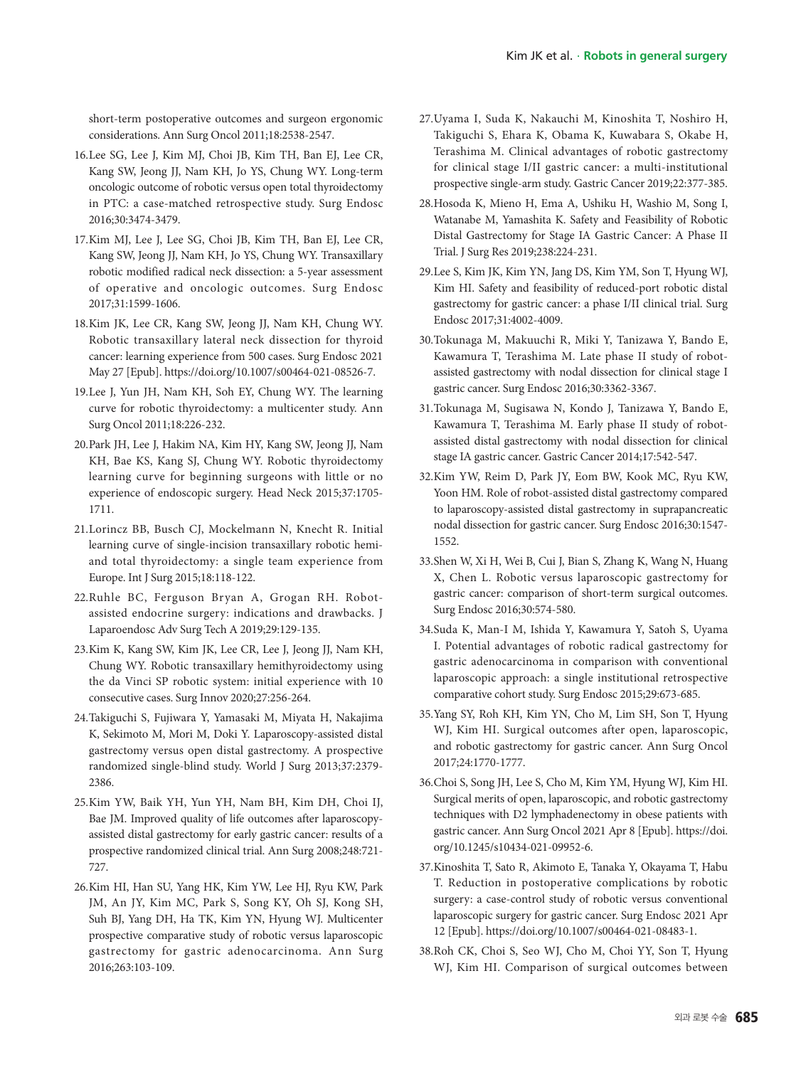short-term postoperative outcomes and surgeon ergonomic considerations. Ann Surg Oncol 2011;18:2538-2547.

16. Lee SG, Lee J, Kim MJ, Choi JB, Kim TH, Ban EJ, Lee CR, Kang SW, Jeong JJ, Nam KH, Jo YS, Chung WY. Long-term oncologic outcome of robotic versus open total thyroidectomy in PTC: a case-matched retrospective study. Surg Endosc 2016;30:3474-3479.

17. Kim MJ, Lee J, Lee SG, Choi JB, Kim TH, Ban EJ, Lee CR, Kang SW, Jeong JJ, Nam KH, Jo YS, Chung WY. Transaxillary robotic modified radical neck dissection: a 5-year assessment of operative and oncologic outcomes. Surg Endosc 2017;31:1599-1606.

18. Kim JK, Lee CR, Kang SW, Jeong JJ, Nam KH, Chung WY. Robotic transaxillary lateral neck dissection for thyroid cancer: learning experience from 500 cases. Surg Endosc 2021 May 27 [Epub]. https://doi.org/10.1007/s00464-021-08526-7.

19. Lee J, Yun JH, Nam KH, Soh EY, Chung WY. The learning curve for robotic thyroidectomy: a multicenter study. Ann Surg Oncol 2011;18:226-232.

20. Park JH, Lee J, Hakim NA, Kim HY, Kang SW, Jeong JJ, Nam KH, Bae KS, Kang SJ, Chung WY. Robotic thyroidectomy learning curve for beginning surgeons with little or no experience of endoscopic surgery. Head Neck 2015;37:1705-1711.

21. Lorincz BB, Busch CJ, Mockelmann N, Knecht R. Initial learning curve of single-incision transaxillary robotic hemi- and total thyroidectomy: a single team experience from Europe. Int J Surg 2015;18:118-122.

22. Ruhle BC, Ferguson Bryan A, Grogan RH. Robot-assisted endocrine surgery: indications and drawbacks. J Laparoendosc Adv Surg Tech A 2019;29:129-135.

23. Kim K, Kang SW, Kim JK, Lee CR, Lee J, Jeong JJ, Nam KH, Chung WY. Robotic transaxillary hemithyroidectomy using the da Vinci SP robotic system: initial experience with 10 consecutive cases. Surg Innov 2020;27:256-264.

24. Takiguchi S, Fujiwara Y, Yamasaki M, Miyata H, Nakajima K, Sekimoto M, Mori M, Doki Y. Laparoscopy-assisted distal gastrectomy versus open distal gastrectomy. A prospective randomized single-blind study. World J Surg 2013;37:2379-2386.

25. Kim YW, Baik YH, Yun YH, Nam BH, Kim DH, Choi IJ, Bae JM. Improved quality of life outcomes after laparoscopy-assisted distal gastrectomy for early gastric cancer: results of a prospective randomized clinical trial. Ann Surg 2008;248:721-727.

26. Kim HI, Han SU, Yang HK, Kim YW, Lee HJ, Ryu KW, Park JM, An JY, Kim MC, Park S, Song KY, Oh SJ, Kong SH, Suh BJ, Yang DH, Ha TK, Kim YN, Hyung WJ. Multicenter prospective comparative study of robotic versus laparoscopic gastrectomy for gastric adenocarcinoma. Ann Surg 2016;263:103-109.

27. Uyama I, Suda K, Nakauchi M, Kinoshita T, Noshiro H, Takiguchi S, Ehara K, Obama K, Kuwabara S, Okabe H, Terashima M. Clinical advantages of robotic gastrectomy for clinical stage I/II gastric cancer: a multi-institutional prospective single-arm study. Gastric Cancer 2019;22:377-385.

28. Hosoda K, Mieno H, Ema A, Ushiku H, Washio M, Song I, Watanabe M, Yamashita K. Safety and Feasibility of Robotic Distal Gastrectomy for Stage IA Gastric Cancer: A Phase II Trial. J Surg Res 2019;238:224-231.

29. Lee S, Kim JK, Kim YN, Jang DS, Kim YM, Son T, Hyung WJ, Kim HI. Safety and feasibility of reduced-port robotic distal gastrectomy for gastric cancer: a phase I/II clinical trial. Surg Endosc 2017;31:4002-4009.

30. Tokunaga M, Makuuchi R, Miki Y, Tanizawa Y, Bando E, Kawamura T, Terashima M. Late phase II study of robot-assisted gastrectomy with nodal dissection for clinical stage I gastric cancer. Surg Endosc 2016;30:3362-3367.

31. Tokunaga M, Sugisawa N, Kondo J, Tanizawa Y, Bando E, Kawamura T, Terashima M. Early phase II study of robot-assisted distal gastrectomy with nodal dissection for clinical stage IA gastric cancer. Gastric Cancer 2014;17:542-547.

32. Kim YW, Reim D, Park JY, Eom BW, Kook MC, Ryu KW, Yoon HM. Role of robot-assisted distal gastrectomy compared to laparoscopy-assisted distal gastrectomy in suprapancreatic nodal dissection for gastric cancer. Surg Endosc 2016;30:1547-1552.

33. Shen W, Xi H, Wei B, Cui J, Bian S, Zhang K, Wang N, Huang X, Chen L. Robotic versus laparoscopic gastrectomy for gastric cancer: comparison of short-term surgical outcomes. Surg Endosc 2016;30:574-580.

34. Suda K, Man-I M, Ishida Y, Kawamura Y, Satoh S, Uyama I. Potential advantages of robotic radical gastrectomy for gastric adenocarcinoma in comparison with conventional laparoscopic approach: a single institutional retrospective comparative cohort study. Surg Endosc 2015;29:673-685.

35. Yang SY, Roh KH, Kim YN, Cho M, Lim SH, Son T, Hyung WJ, Kim HI. Surgical outcomes after open, laparoscopic, and robotic gastrectomy for gastric cancer. Ann Surg Oncol 2017;24:1770-1777.

36. Choi S, Song JH, Lee S, Cho M, Kim YM, Hyung WJ, Kim HI. Surgical merits of open, laparoscopic, and robotic gastrectomy techniques with D2 lymphadenectomy in obese patients with gastric cancer. Ann Surg Oncol 2021 Apr 8 [Epub]. https://doi.org/10.1245/s10434-021-09952-6.

37. Kinoshita T, Sato R, Akimoto E, Tanaka Y, Okayama T, Habu T. Reduction in postoperative complications by robotic surgery: a case-control study of robotic versus conventional laparoscopic surgery for gastric cancer. Surg Endosc 2021 Apr 12 [Epub]. https://doi.org/10.1007/s00464-021-08483-1.

38. Roh CK, Choi S, Seo WJ, Cho M, Choi YY, Son T, Hyung WJ, Kim HI. Comparison of surgical outcomes between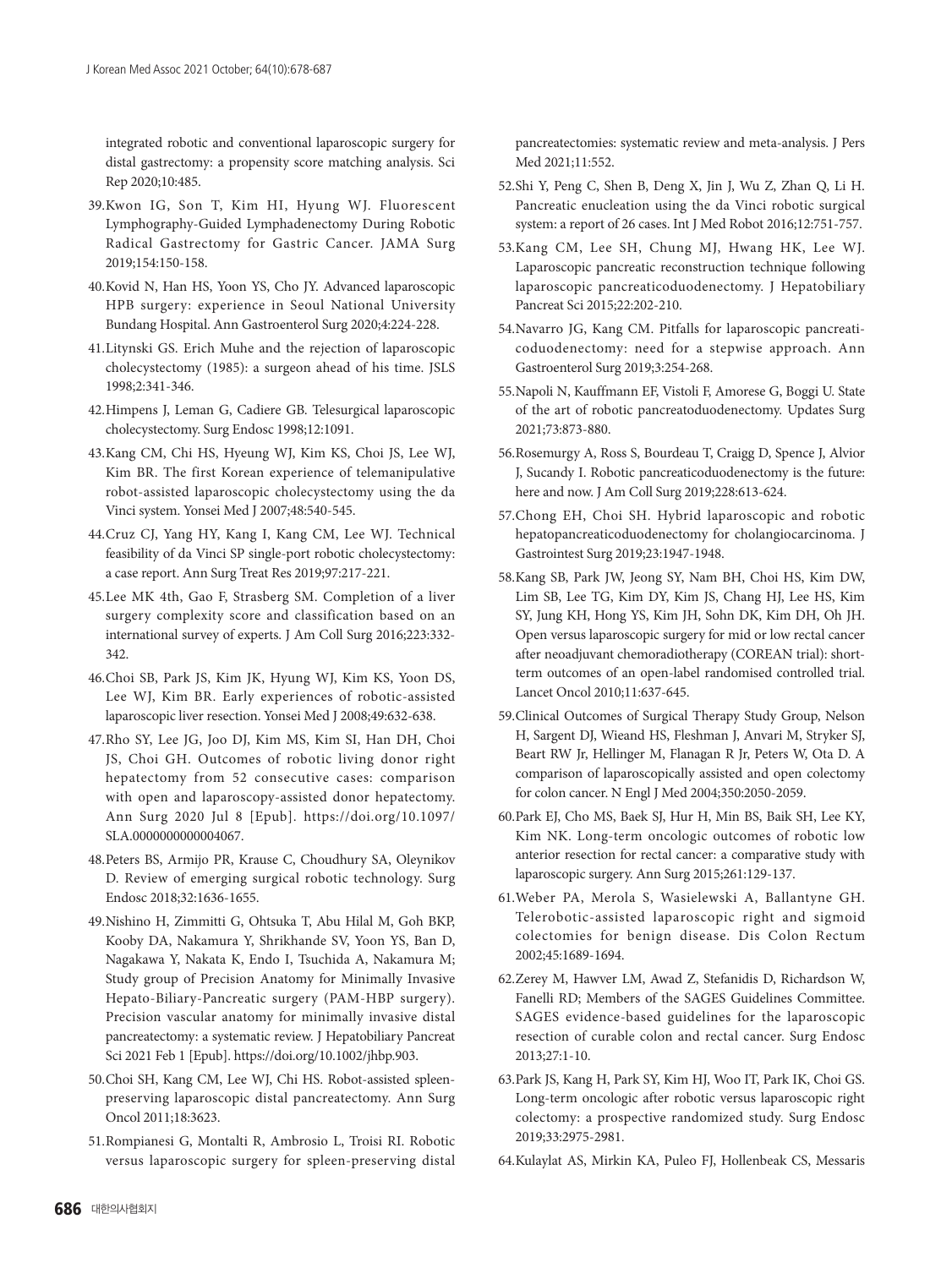integrated robotic and conventional laparoscopic surgery for distal gastrectomy: a propensity score matching analysis. Sci Rep 2020;10:485.

39. Kwon IG, Son T, Kim HI, Hyung WJ. Fluorescent Lymphography-Guided Lymphadenectomy During Robotic Radical Gastrectomy for Gastric Cancer. JAMA Surg 2019;154:150-158.

40. Kovid N, Han HS, Yoon YS, Cho JY. Advanced laparoscopic HPB surgery: experience in Seoul National University Bundang Hospital. Ann Gastroenterol Surg 2020;4:224-228.

41. Litynski GS. Erich Muhe and the rejection of laparoscopic cholecystectomy (1985): a surgeon ahead of his time. JSLS 1998;2:341-346.

42. Himpens J, Leman G, Cadiere GB. Telesurgical laparoscopic cholecystectomy. Surg Endosc 1998;12:1091.

43. Kang CM, Chi HS, Hyeung WJ, Kim KS, Choi JS, Lee WJ, Kim BR. The first Korean experience of telemanipulative robot-assisted laparoscopic cholecystectomy using the da Vinci system. Yonsei Med J 2007;48:540-545.

44. Cruz CJ, Yang HY, Kang I, Kang CM, Lee WJ. Technical feasibility of da Vinci SP single-port robotic cholecystectomy: a case report. Ann Surg Treat Res 2019;97:217-221.

45. Lee MK 4th, Gao F, Strasberg SM. Completion of a liver surgery complexity score and classification based on an international survey of experts. J Am Coll Surg 2016;223:332-342.

46. Choi SB, Park JS, Kim JK, Hyung WJ, Kim KS, Yoon DS, Lee WJ, Kim BR. Early experiences of robotic-assisted laparoscopic liver resection. Yonsei Med J 2008;49:632-638.

47. Rho SY, Lee JG, Joo DJ, Kim MS, Kim SI, Han DH, Choi JS, Choi GH. Outcomes of robotic living donor right hepatectomy from 52 consecutive cases: comparison with open and laparoscopy-assisted donor hepatectomy. Ann Surg 2020 Jul 8 [Epub]. https://doi.org/10.1097/SLA.0000000000004067.

48. Peters BS, Armijo PR, Krause C, Choudhury SA, Oleynikov D. Review of emerging surgical robotic technology. Surg Endosc 2018;32:1636-1655.

49. Nishino H, Zimmitti G, Ohtsuka T, Abu Hilal M, Goh BKP, Kooby DA, Nakamura Y, Shrikhande SV, Yoon YS, Ban D, Nagakawa Y, Nakata K, Endo I, Tsuchida A, Nakamura M; Study group of Precision Anatomy for Minimally Invasive Hepato-Biliary-Pancreatic surgery (PAM-HBP surgery). Precision vascular anatomy for minimally invasive distal pancreatectomy: a systematic review. J Hepatobiliary Pancreat Sci 2021 Feb 1 [Epub]. https://doi.org/10.1002/jhbp.903.

50. Choi SH, Kang CM, Lee WJ, Chi HS. Robot-assisted spleen-preserving laparoscopic distal pancreatectomy. Ann Surg Oncol 2011;18:3623.

51. Rompianesi G, Montalti R, Ambrosio L, Troisi RI. Robotic versus laparoscopic surgery for spleen-preserving distal pancreatectomies: systematic review and meta-analysis. J Pers Med 2021;11:552.

52. Shi Y, Peng C, Shen B, Deng X, Jin J, Wu Z, Zhan Q, Li H. Pancreatic enucleation using the da Vinci robotic surgical system: a report of 26 cases. Int J Med Robot 2016;12:751-757.

53. Kang CM, Lee SH, Chung MJ, Hwang HK, Lee WJ. Laparoscopic pancreatic reconstruction technique following laparoscopic pancreaticoduodenectomy. J Hepatobiliary Pancreat Sci 2015;22:202-210.

54. Navarro JG, Kang CM. Pitfalls for laparoscopic pancreaticoduodenectomy: need for a stepwise approach. Ann Gastroenterol Surg 2019;3:254-268.

55. Napoli N, Kauffmann EF, Vistoli F, Amorese G, Boggi U. State of the art of robotic pancreatoduodenectomy. Updates Surg 2021;73:873-880.

56. Rosemurgy A, Ross S, Bourdeau T, Craigg D, Spence J, Alvior J, Sucandy I. Robotic pancreaticoduodenectomy is the future: here and now. J Am Coll Surg 2019;228:613-624.

57. Chong EH, Choi SH. Hybrid laparoscopic and robotic hepatopancreaticoduodenectomy for cholangiocarcinoma. J Gastrointest Surg 2019;23:1947-1948.

58. Kang SB, Park JW, Jeong SY, Nam BH, Choi HS, Kim DW, Lim SB, Lee TG, Kim DY, Kim JS, Chang HJ, Lee HS, Kim SY, Jung KH, Hong YS, Kim JH, Sohn DK, Kim DH, Oh JH. Open versus laparoscopic surgery for mid or low rectal cancer after neoadjuvant chemoradiotherapy (COREAN trial): short-term outcomes of an open-label randomised controlled trial. Lancet Oncol 2010;11:637-645.

59. Clinical Outcomes of Surgical Therapy Study Group, Nelson H, Sargent DJ, Wieand HS, Fleshman J, Anvari M, Stryker SJ, Beart RW Jr, Hellinger M, Flanagan R Jr, Peters W, Ota D. A comparison of laparoscopically assisted and open colectomy for colon cancer. N Engl J Med 2004;350:2050-2059.

60. Park EJ, Cho MS, Baek SJ, Hur H, Min BS, Baik SH, Lee KY, Kim NK. Long-term oncologic outcomes of robotic low anterior resection for rectal cancer: a comparative study with laparoscopic surgery. Ann Surg 2015;261:129-137.

61. Weber PA, Merola S, Wasielewski A, Ballantyne GH. Telerobotic-assisted laparoscopic right and sigmoid colectomies for benign disease. Dis Colon Rectum 2002;45:1689-1694.

62. Zerey M, Hawver LM, Awad Z, Stefanidis D, Richardson W, Fanelli RD; Members of the SAGES Guidelines Committee. SAGES evidence-based guidelines for the laparoscopic resection of curable colon and rectal cancer. Surg Endosc 2013;27:1-10.

63. Park JS, Kang H, Park SY, Kim HJ, Woo IT, Park IK, Choi GS. Long-term oncologic after robotic versus laparoscopic right colectomy: a prospective randomized study. Surg Endosc 2019;33:2975-2981.

64. Kulaylat AS, Mirkin KA, Puleo FJ, Hollenbeak CS, Messaris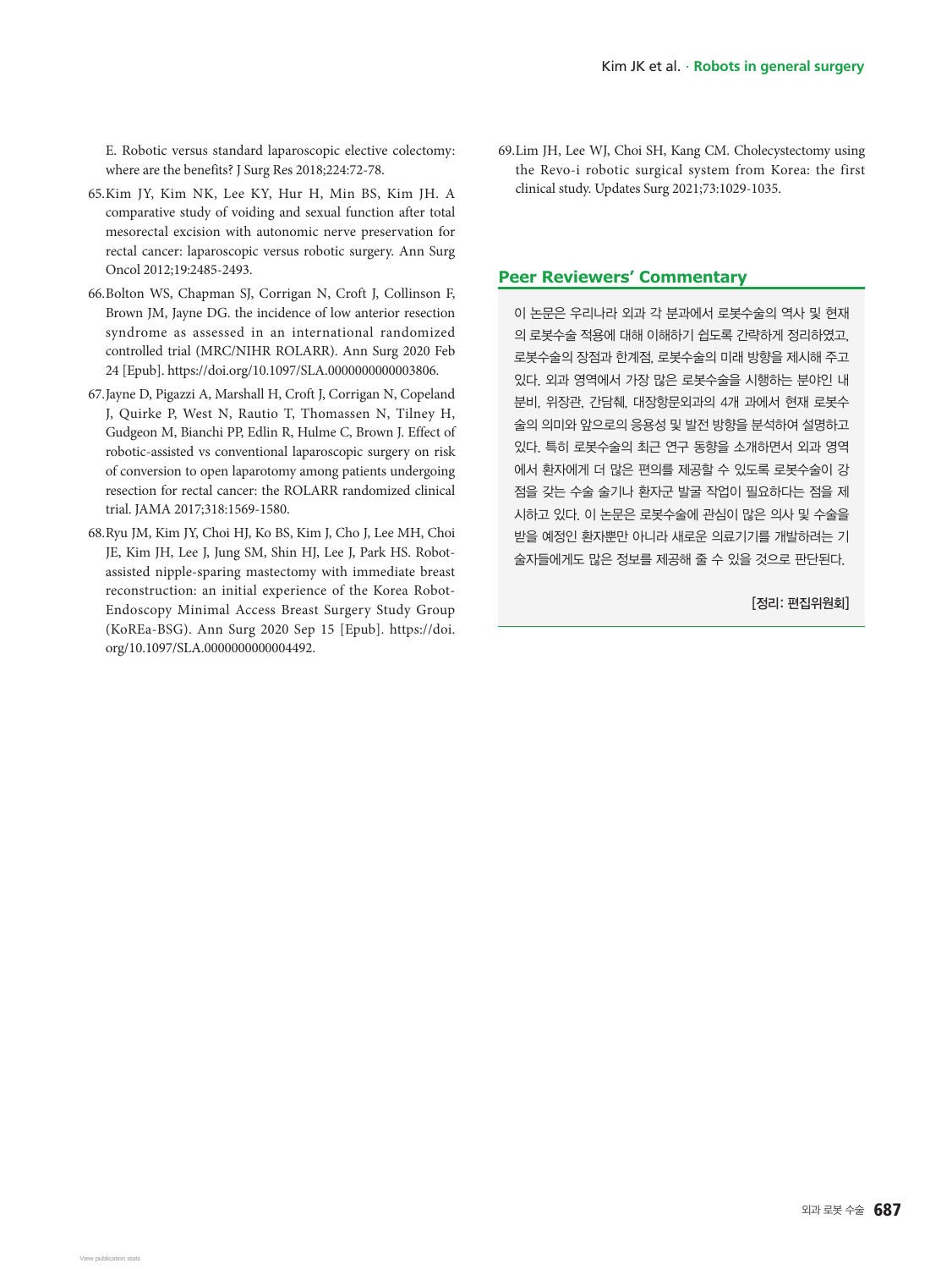E. Robotic versus standard laparoscopic elective colectomy: where are the benefits? J Surg Res 2018;224:72-78.

65. Kim JY, Kim NK, Lee KY, Hur H, Min BS, Kim JH. A comparative study of voiding and sexual function after total mesorectal excision with autonomic nerve preservation for rectal cancer: laparoscopic versus robotic surgery. Ann Surg Oncol 2012;19:2485-2493.

66. Bolton WS, Chapman SJ, Corrigan N, Croft J, Collinson F, Brown JM, Jayne DG. the incidence of low anterior resection syndrome as assessed in an international randomized controlled trial (MRC/NIHR ROLARR). Ann Surg 2020 Feb 24 [Epub]. https://doi.org/10.1097/SLA.0000000000003806.

67. Jayne D, Pigazzi A, Marshall H, Croft J, Corrigan N, Copeland J, Quirke P, West N, Rautio T, Thomassen N, Tilney H, Gudgeon M, Bianchi PP, Edlin R, Hulme C, Brown J. Effect of robotic-assisted vs conventional laparoscopic surgery on risk of conversion to open laparotomy among patients undergoing resection for rectal cancer: the ROLARR randomized clinical trial. JAMA 2017;318:1569-1580.

68. Ryu JM, Kim JY, Choi HJ, Ko BS, Kim J, Cho J, Lee MH, Choi JE, Kim JH, Lee J, Jung SM, Shin HJ, Lee J, Park HS. Robot-assisted nipple-sparing mastectomy with immediate breast reconstruction: an initial experience of the Korea Robot-Endoscopy Minimal Access Breast Surgery Study Group (KoREa-BSG). Ann Surg 2020 Sep 15 [Epub]. https://doi.org/10.1097/SLA.0000000000004492.

69. Lim JH, Lee WJ, Choi SH, Kang CM. Cholecystectomy using the Revo-i robotic surgical system from Korea: the first clinical study. Updates Surg 2021;73:1029-1035.

## Peer Reviewers' Commentary

이 논문은 우리나라 외과 각 분과에서 로봇수술의 역사 및 현재의 로봇수술 적용에 대해 이해하기 쉽도록 간략하게 정리하였고, 로봇수술의 장점과 한계점, 로봇수술의 미래 방향을 제시해 주고 있다. 외과 영역에서 가장 많은 로봇수술을 시행하는 분야인 내분비, 위장관, 간담췌, 대장항문외과의 4개 과에서 현재 로봇수술의 의미와 앞으로의 응용성 및 발전 방향을 분석하여 설명하고 있다. 특히 로봇수술의 최근 연구 동향을 소개하면서 외과 영역에서 환자에게 더 많은 편의를 제공할 수 있도록 로봇수술이 강점을 갖는 수술 술기나 환자군 발굴 작업이 필요하다는 점을 제시하고 있다. 이 논문은 로봇수술에 관심이 많은 의사 및 수술을 받을 예정인 환자뿐만 아니라 새로운 의료기기를 개발하려는 기술자들에게도 많은 정보를 제공해 줄 수 있을 것으로 판단된다.

**[정리: 편집위원회]**